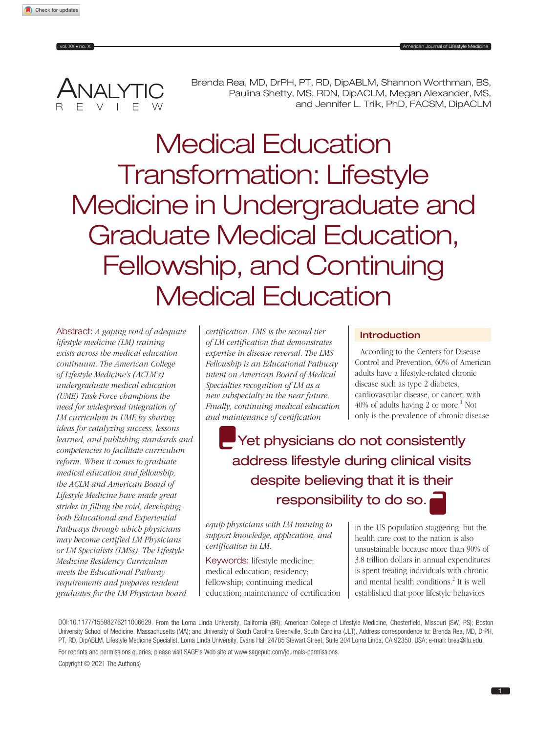Analytic Review

Brenda Rea, MD, DrPH, PT, RD, DipABLM, Shannon Worthman, BS, Paulina Shetty, MS, RDN, DipACLM, Megan Alexander, MS, and Jennifer L. Trilk, PhD, FACSM, DipACLM

# Medical Education Transformation: Lifestyle Medicine in Undergraduate and Graduate Medical Education, Fellowship, and Continuing Medical Education

**Abstract:** *A gaping void of adequate lifestyle medicine (LM) training exists across the medical education continuum. The American College of Lifestyle Medicine's (ACLM's) undergraduate medical education (UME) Task Force champions the need for widespread integration of LM curriculum in UME by sharing ideas for catalyzing success, lessons learned, and publishing standards and competencies to facilitate curriculum reform. When it comes to graduate medical education and fellowship, the ACLM and American Board of Lifestyle Medicine have made great strides in filling the void, developing both Educational and Experiential Pathways through which physicians may become certified LM Physicians or LM Specialists (LMSs). The Lifestyle Medicine Residency Curriculum meets the Educational Pathway requirements and prepares resident graduates for the LM Physician board certification. LMS is the second tier of LM certification that demonstrates expertise in disease reversal. The LMS Fellowship is an Educational Pathway intent on American Board of Medical Specialties recognition of LM as a new subspecialty in the near future. Finally, continuing medical education and maintenance of certification equip physicians with LM training to support knowledge, application, and certification in LM.*

**Keywords:** lifestyle medicine; medical education; residency; fellowship; continuing medical education; maintenance of certification

## Introduction

According to the Centers for Disease Control and Prevention, 60% of American adults have a lifestyle-related chronic disease such as type 2 diabetes, cardiovascular disease, or cancer, with 40% of adults having 2 or more.[1] Not only is the prevalence of chronic disease in the US population staggering, but the health care cost to the nation is also unsustainable because more than 90% of 3.8 trillion dollars in annual expenditures is spent treating individuals with chronic and mental health conditions.[2] It is well established that poor lifestyle behaviors

> Yet physicians do not consistently address lifestyle during clinical visits despite believing that it is their responsibility to do so.

DOI:10.1177/15598276211006629. From the Loma Linda University, California (BR); American College of Lifestyle Medicine, Chesterfield, Missouri (SW, PS); Boston University School of Medicine, Massachusetts (MA); and University of South Carolina Greenville, South Carolina (JLT). Address correspondence to: Brenda Rea, MD, DrPH, PT, RD, DipABLM, Lifestyle Medicine Specialist, Loma Linda University, Evans Hall 24785 Stewart Street, Suite 204 Loma Linda, CA 92350, USA; e-mail: brea@llu.edu.

For reprints and permissions queries, please visit SAGE's Web site at www.sagepub.com/journals-permissions.

Copyright © 2021 The Author(s)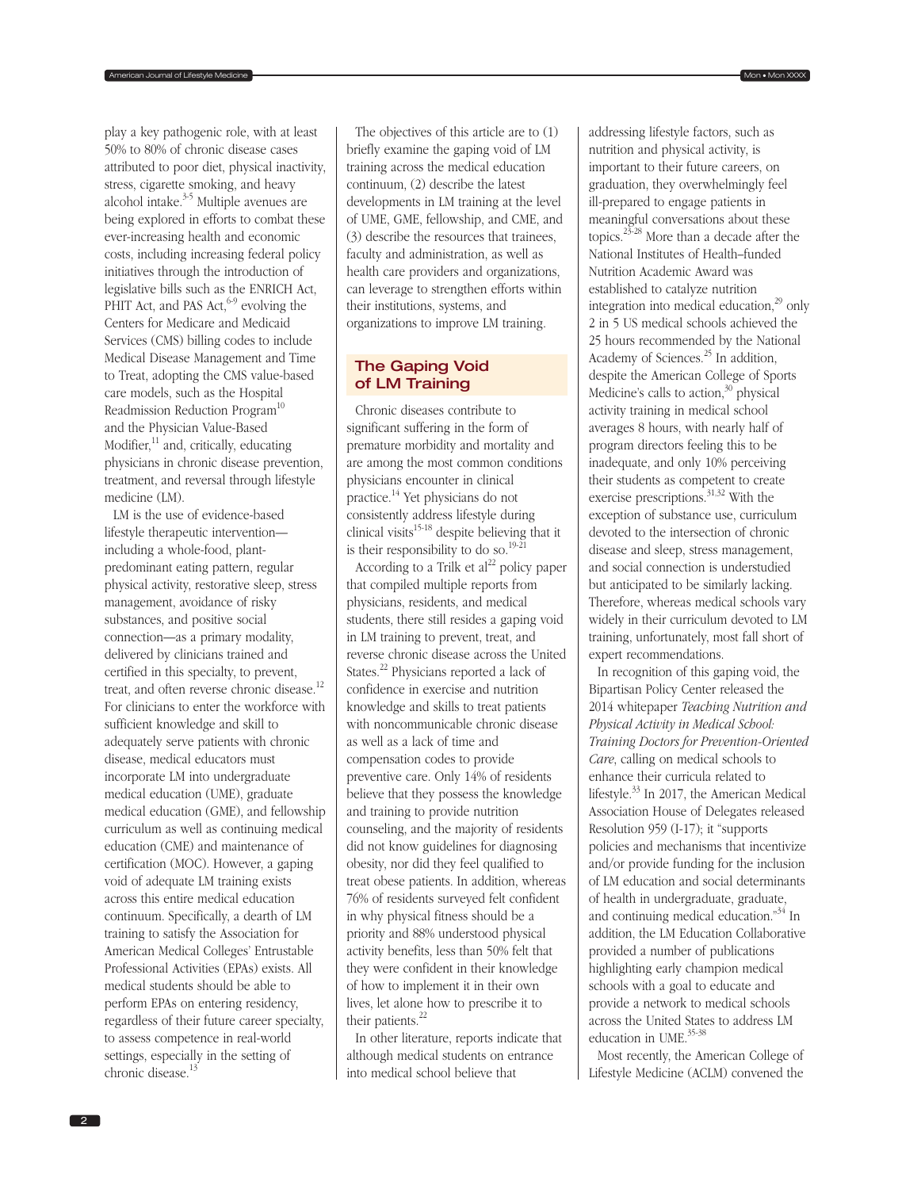play a key pathogenic role, with at least 50% to 80% of chronic disease cases attributed to poor diet, physical inactivity, stress, cigarette smoking, and heavy alcohol intake.[3-5] Multiple avenues are being explored in efforts to combat these ever-increasing health and economic costs, including increasing federal policy initiatives through the introduction of legislative bills such as the ENRICH Act, PHIT Act, and PAS Act,[6-9] evolving the Centers for Medicare and Medicaid Services (CMS) billing codes to include Medical Disease Management and Time to Treat, adopting the CMS value-based care models, such as the Hospital Readmission Reduction Program[10] and the Physician Value-Based Modifier,[11] and, critically, educating physicians in chronic disease prevention, treatment, and reversal through lifestyle medicine (LM).

LM is the use of evidence-based lifestyle therapeutic intervention—including a whole-food, plant-predominant eating pattern, regular physical activity, restorative sleep, stress management, avoidance of risky substances, and positive social connection—as a primary modality, delivered by clinicians trained and certified in this specialty, to prevent, treat, and often reverse chronic disease.[12] For clinicians to enter the workforce with sufficient knowledge and skill to adequately serve patients with chronic disease, medical educators must incorporate LM into undergraduate medical education (UME), graduate medical education (GME), and fellowship curriculum as well as continuing medical education (CME) and maintenance of certification (MOC). However, a gaping void of adequate LM training exists across this entire medical education continuum. Specifically, a dearth of LM training to satisfy the Association for American Medical Colleges' Entrustable Professional Activities (EPAs) exists. All medical students should be able to perform EPAs on entering residency, regardless of their future career specialty, to assess competence in real-world settings, especially in the setting of chronic disease.[13]

The objectives of this article are to (1) briefly examine the gaping void of LM training across the medical education continuum, (2) describe the latest developments in LM training at the level of UME, GME, fellowship, and CME, and (3) describe the resources that trainees, faculty and administration, as well as health care providers and organizations, can leverage to strengthen efforts within their institutions, systems, and organizations to improve LM training.

## The Gaping Void of LM Training

Chronic diseases contribute to significant suffering in the form of premature morbidity and mortality and are among the most common conditions physicians encounter in clinical practice.[14] Yet physicians do not consistently address lifestyle during clinical visits[15-18] despite believing that it is their responsibility to do so.[19-21]

According to a Trilk et al[22] policy paper that compiled multiple reports from physicians, residents, and medical students, there still resides a gaping void in LM training to prevent, treat, and reverse chronic disease across the United States.[22] Physicians reported a lack of confidence in exercise and nutrition knowledge and skills to treat patients with noncommunicable chronic disease as well as a lack of time and compensation codes to provide preventive care. Only 14% of residents believe that they possess the knowledge and training to provide nutrition counseling, and the majority of residents did not know guidelines for diagnosing obesity, nor did they feel qualified to treat obese patients. In addition, whereas 76% of residents surveyed felt confident in why physical fitness should be a priority and 88% understood physical activity benefits, less than 50% felt that they were confident in their knowledge of how to implement it in their own lives, let alone how to prescribe it to their patients.[22]

In other literature, reports indicate that although medical students on entrance into medical school believe that addressing lifestyle factors, such as nutrition and physical activity, is important to their future careers, on graduation, they overwhelmingly feel ill-prepared to engage patients in meaningful conversations about these topics.[23-28] More than a decade after the National Institutes of Health–funded Nutrition Academic Award was established to catalyze nutrition integration into medical education,[29] only 2 in 5 US medical schools achieved the 25 hours recommended by the National Academy of Sciences.[25] In addition, despite the American College of Sports Medicine's calls to action,[30] physical activity training in medical school averages 8 hours, with nearly half of program directors feeling this to be inadequate, and only 10% perceiving their students as competent to create exercise prescriptions.[31,32] With the exception of substance use, curriculum devoted to the intersection of chronic disease and sleep, stress management, and social connection is understudied but anticipated to be similarly lacking. Therefore, whereas medical schools vary widely in their curriculum devoted to LM training, unfortunately, most fall short of expert recommendations.

In recognition of this gaping void, the Bipartisan Policy Center released the 2014 whitepaper *Teaching Nutrition and Physical Activity in Medical School: Training Doctors for Prevention-Oriented Care*, calling on medical schools to enhance their curricula related to lifestyle.[33] In 2017, the American Medical Association House of Delegates released Resolution 959 (I-17); it "supports policies and mechanisms that incentivize and/or provide funding for the inclusion of LM education and social determinants of health in undergraduate, graduate, and continuing medical education."[34] In addition, the LM Education Collaborative provided a number of publications highlighting early champion medical schools with a goal to educate and provide a network to medical schools across the United States to address LM education in UME.[35-38]

Most recently, the American College of Lifestyle Medicine (ACLM) convened the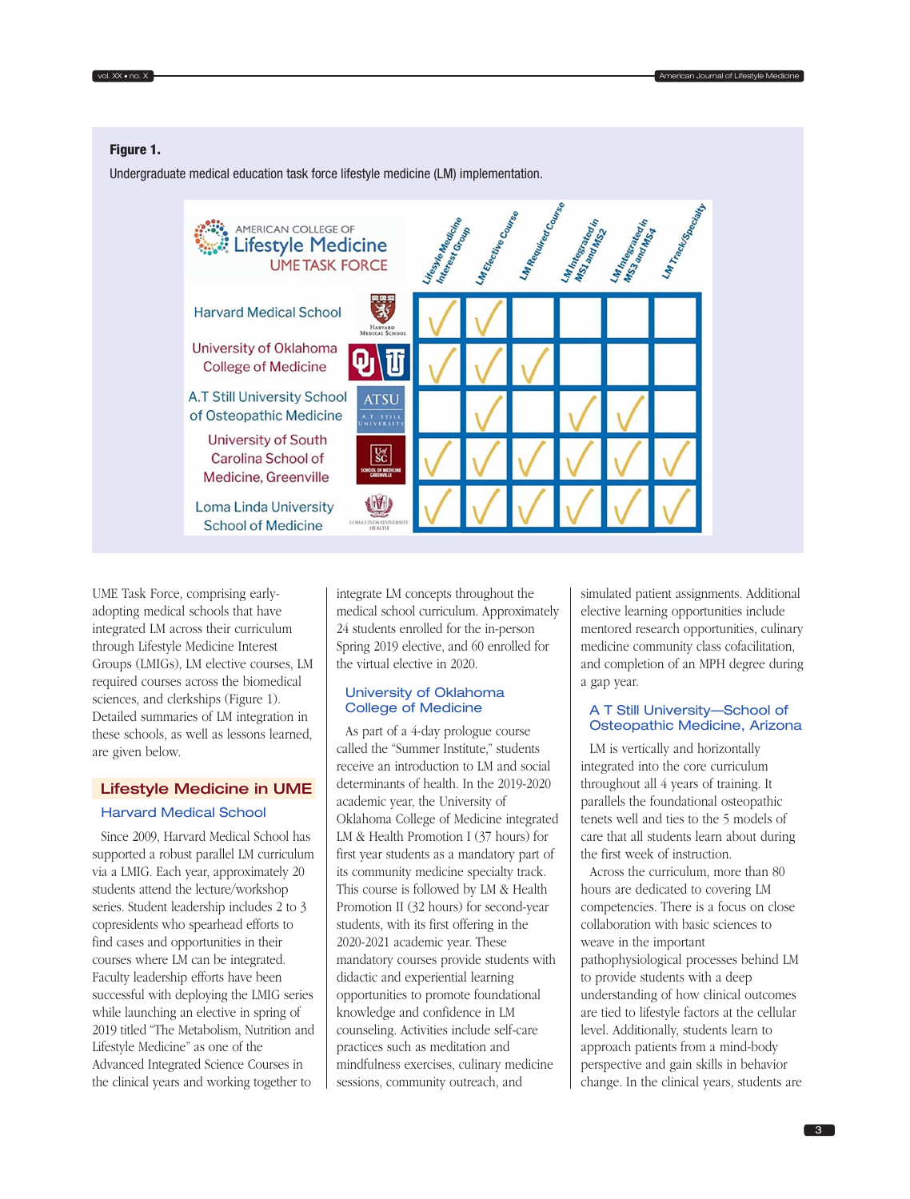**Figure 1.**

Undergraduate medical education task force lifestyle medicine (LM) implementation.

American College of Lifestyle Medicine UME Task Force

| | Lifestyle Medicine Interest Group | LM Elective Course | LM Required Course | LM Integrated in MS1 and MS2 | LM Integrated in MS3 and MS4 | LM Track/Specialty |
|---|---|---|---|---|---|---|
| Harvard Medical School | ✓ | ✓ | | | | |
| University of Oklahoma College of Medicine | ✓ | ✓ | ✓ | | | |
| A.T Still University School of Osteopathic Medicine | | ✓ | | ✓ | ✓ | |
| University of South Carolina School of Medicine, Greenville | ✓ | ✓ | ✓ | ✓ | ✓ | ✓ |
| Loma Linda University School of Medicine | ✓ | ✓ | ✓ | ✓ | ✓ | ✓ |

UME Task Force, comprising early-adopting medical schools that have integrated LM across their curriculum through Lifestyle Medicine Interest Groups (LMIGs), LM elective courses, LM required courses across the biomedical sciences, and clerkships (Figure 1). Detailed summaries of LM integration in these schools, as well as lessons learned, are given below.

## Lifestyle Medicine in UME

### Harvard Medical School

Since 2009, Harvard Medical School has supported a robust parallel LM curriculum via a LMIG. Each year, approximately 20 students attend the lecture/workshop series. Student leadership includes 2 to 3 copresidents who spearhead efforts to find cases and opportunities in their courses where LM can be integrated. Faculty leadership efforts have been successful with deploying the LMIG series while launching an elective in spring of 2019 titled "The Metabolism, Nutrition and Lifestyle Medicine" as one of the Advanced Integrated Science Courses in the clinical years and working together to integrate LM concepts throughout the medical school curriculum. Approximately 24 students enrolled for the in-person Spring 2019 elective, and 60 enrolled for the virtual elective in 2020.

### University of Oklahoma College of Medicine

As part of a 4-day prologue course called the "Summer Institute," students receive an introduction to LM and social determinants of health. In the 2019-2020 academic year, the University of Oklahoma College of Medicine integrated LM & Health Promotion I (37 hours) for first year students as a mandatory part of its community medicine specialty track. This course is followed by LM & Health Promotion II (32 hours) for second-year students, with its first offering in the 2020-2021 academic year. These mandatory courses provide students with didactic and experiential learning opportunities to promote foundational knowledge and confidence in LM counseling. Activities include self-care practices such as meditation and mindfulness exercises, culinary medicine sessions, community outreach, and simulated patient assignments. Additional elective learning opportunities include mentored research opportunities, culinary medicine community class cofacilitation, and completion of an MPH degree during a gap year.

### A T Still University—School of Osteopathic Medicine, Arizona

LM is vertically and horizontally integrated into the core curriculum throughout all 4 years of training. It parallels the foundational osteopathic tenets well and ties to the 5 models of care that all students learn about during the first week of instruction.

Across the curriculum, more than 80 hours are dedicated to covering LM competencies. There is a focus on close collaboration with basic sciences to weave in the important pathophysiological processes behind LM to provide students with a deep understanding of how clinical outcomes are tied to lifestyle factors at the cellular level. Additionally, students learn to approach patients from a mind-body perspective and gain skills in behavior change. In the clinical years, students are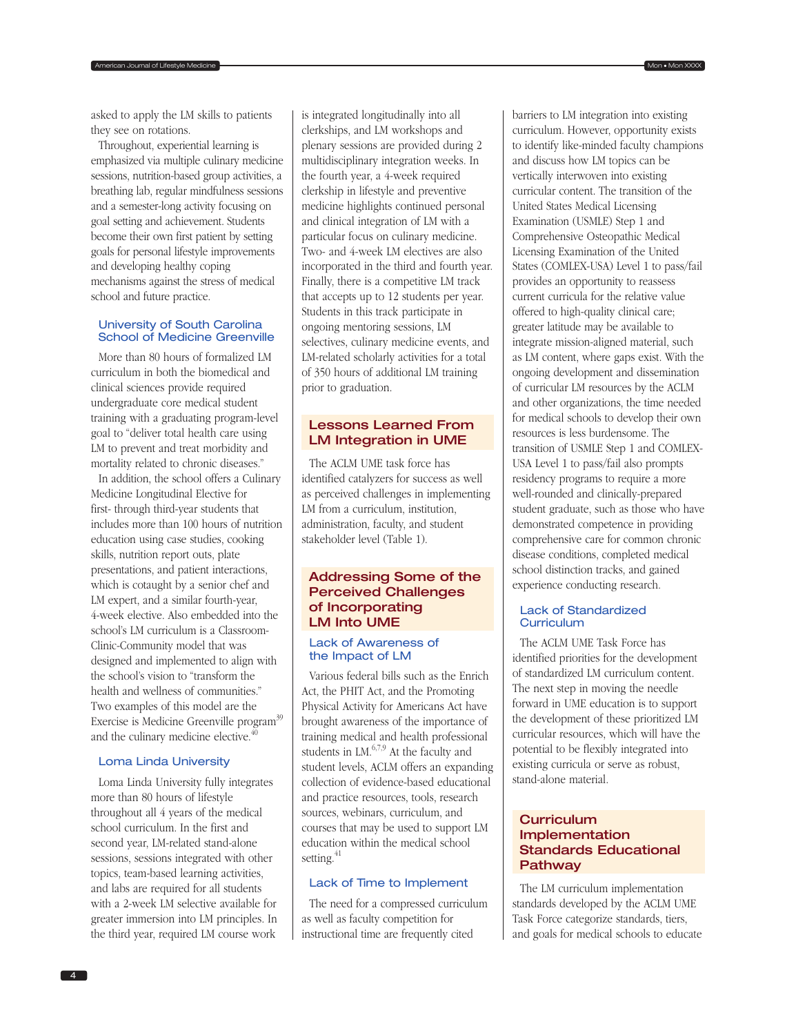asked to apply the LM skills to patients they see on rotations.

Throughout, experiential learning is emphasized via multiple culinary medicine sessions, nutrition-based group activities, a breathing lab, regular mindfulness sessions and a semester-long activity focusing on goal setting and achievement. Students become their own first patient by setting goals for personal lifestyle improvements and developing healthy coping mechanisms against the stress of medical school and future practice.

### University of South Carolina School of Medicine Greenville

More than 80 hours of formalized LM curriculum in both the biomedical and clinical sciences provide required undergraduate core medical student training with a graduating program-level goal to "deliver total health care using LM to prevent and treat morbidity and mortality related to chronic diseases."

In addition, the school offers a Culinary Medicine Longitudinal Elective for first- through third-year students that includes more than 100 hours of nutrition education using case studies, cooking skills, nutrition report outs, plate presentations, and patient interactions, which is cotaught by a senior chef and LM expert, and a similar fourth-year, 4-week elective. Also embedded into the school's LM curriculum is a Classroom-Clinic-Community model that was designed and implemented to align with the school's vision to "transform the health and wellness of communities." Two examples of this model are the Exercise is Medicine Greenville program[39] and the culinary medicine elective.[40]

### Loma Linda University

Loma Linda University fully integrates more than 80 hours of lifestyle throughout all 4 years of the medical school curriculum. In the first and second year, LM-related stand-alone sessions, sessions integrated with other topics, team-based learning activities, and labs are required for all students with a 2-week LM selective available for greater immersion into LM principles. In the third year, required LM course work is integrated longitudinally into all clerkships, and LM workshops and plenary sessions are provided during 2 multidisciplinary integration weeks. In the fourth year, a 4-week required clerkship in lifestyle and preventive medicine highlights continued personal and clinical integration of LM with a particular focus on culinary medicine. Two- and 4-week LM electives are also incorporated in the third and fourth year. Finally, there is a competitive LM track that accepts up to 12 students per year. Students in this track participate in ongoing mentoring sessions, LM selectives, culinary medicine events, and LM-related scholarly activities for a total of 350 hours of additional LM training prior to graduation.

## Lessons Learned From LM Integration in UME

The ACLM UME task force has identified catalyzers for success as well as perceived challenges in implementing LM from a curriculum, institution, administration, faculty, and student stakeholder level (Table 1).

## Addressing Some of the Perceived Challenges of Incorporating LM Into UME

### Lack of Awareness of the Impact of LM

Various federal bills such as the Enrich Act, the PHIT Act, and the Promoting Physical Activity for Americans Act have brought awareness of the importance of training medical and health professional students in LM.[6,7,9] At the faculty and student levels, ACLM offers an expanding collection of evidence-based educational and practice resources, tools, research sources, webinars, curriculum, and courses that may be used to support LM education within the medical school setting.[41]

### Lack of Time to Implement

The need for a compressed curriculum as well as faculty competition for instructional time are frequently cited barriers to LM integration into existing curriculum. However, opportunity exists to identify like-minded faculty champions and discuss how LM topics can be vertically interwoven into existing curricular content. The transition of the United States Medical Licensing Examination (USMLE) Step 1 and Comprehensive Osteopathic Medical Licensing Examination of the United States (COMLEX-USA) Level 1 to pass/fail provides an opportunity to reassess current curricula for the relative value offered to high-quality clinical care; greater latitude may be available to integrate mission-aligned material, such as LM content, where gaps exist. With the ongoing development and dissemination of curricular LM resources by the ACLM and other organizations, the time needed for medical schools to develop their own resources is less burdensome. The transition of USMLE Step 1 and COMLEX-USA Level 1 to pass/fail also prompts residency programs to require a more well-rounded and clinically-prepared student graduate, such as those who have demonstrated competence in providing comprehensive care for common chronic disease conditions, completed medical school distinction tracks, and gained experience conducting research.

### Lack of Standardized Curriculum

The ACLM UME Task Force has identified priorities for the development of standardized LM curriculum content. The next step in moving the needle forward in UME education is to support the development of these prioritized LM curricular resources, which will have the potential to be flexibly integrated into existing curricula or serve as robust, stand-alone material.

## Curriculum Implementation Standards Educational Pathway

The LM curriculum implementation standards developed by the ACLM UME Task Force categorize standards, tiers, and goals for medical schools to educate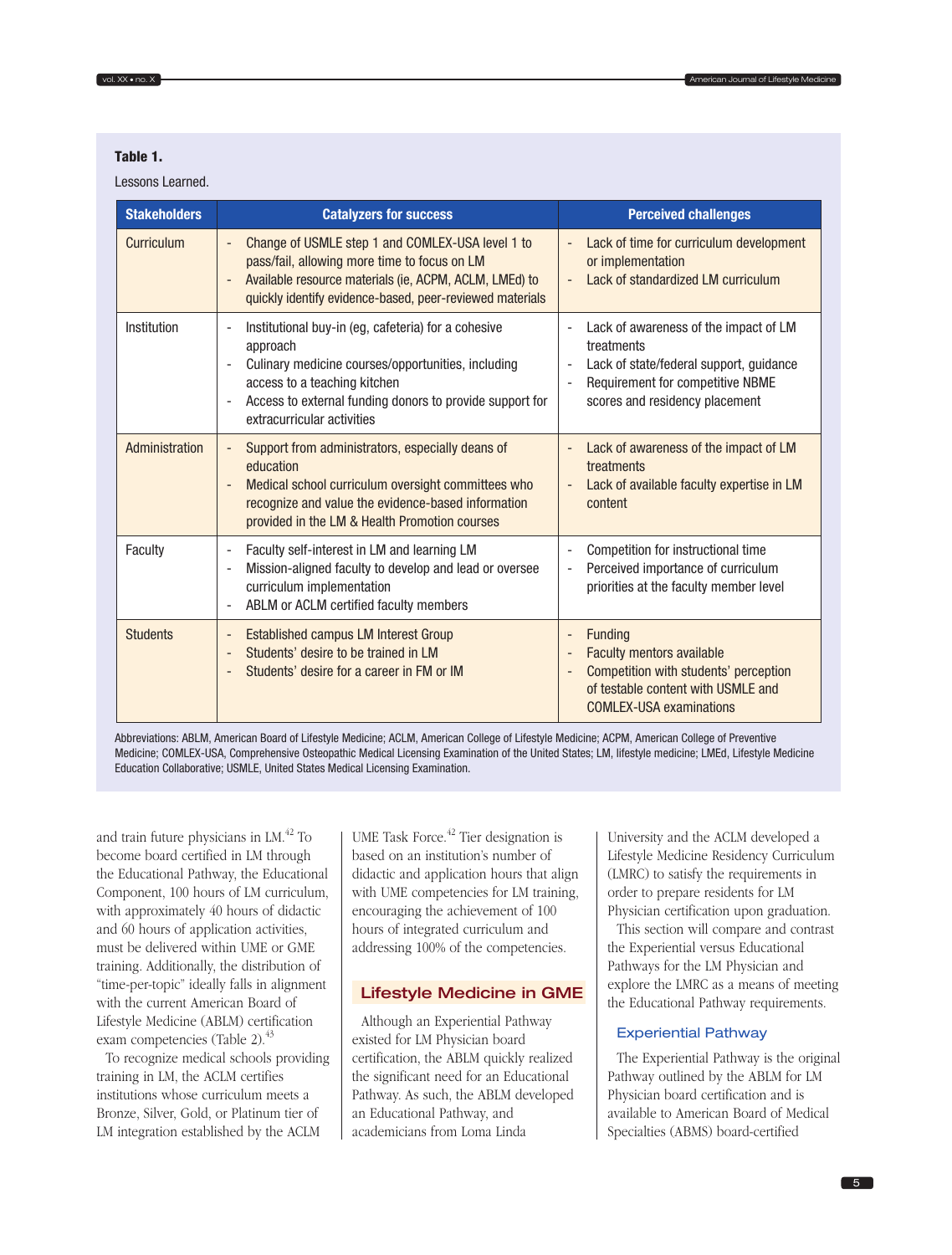**Table 1.**

Lessons Learned.

| Stakeholders | Catalyzers for success | Perceived challenges |
|---|---|---|
| Curriculum | - Change of USMLE step 1 and COMLEX-USA level 1 to pass/fail, allowing more time to focus on LM<br>- Available resource materials (ie, ACPM, ACLM, LMEd) to quickly identify evidence-based, peer-reviewed materials | - Lack of time for curriculum development or implementation<br>- Lack of standardized LM curriculum |
| Institution | - Institutional buy-in (eg, cafeteria) for a cohesive approach<br>- Culinary medicine courses/opportunities, including access to a teaching kitchen<br>- Access to external funding donors to provide support for extracurricular activities | - Lack of awareness of the impact of LM treatments<br>- Lack of state/federal support, guidance<br>- Requirement for competitive NBME scores and residency placement |
| Administration | - Support from administrators, especially deans of education<br>- Medical school curriculum oversight committees who recognize and value the evidence-based information provided in the LM & Health Promotion courses | - Lack of awareness of the impact of LM treatments<br>- Lack of available faculty expertise in LM content |
| Faculty | - Faculty self-interest in LM and learning LM<br>- Mission-aligned faculty to develop and lead or oversee curriculum implementation<br>- ABLM or ACLM certified faculty members | - Competition for instructional time<br>- Perceived importance of curriculum priorities at the faculty member level |
| Students | - Established campus LM Interest Group<br>- Students' desire to be trained in LM<br>- Students' desire for a career in FM or IM | - Funding<br>- Faculty mentors available<br>- Competition with students' perception of testable content with USMLE and COMLEX-USA examinations |

Abbreviations: ABLM, American Board of Lifestyle Medicine; ACLM, American College of Lifestyle Medicine; ACPM, American College of Preventive Medicine; COMLEX-USA, Comprehensive Osteopathic Medical Licensing Examination of the United States; LM, lifestyle medicine; LMEd, Lifestyle Medicine Education Collaborative; USMLE, United States Medical Licensing Examination.

and train future physicians in LM.[42] To become board certified in LM through the Educational Pathway, the Educational Component, 100 hours of LM curriculum, with approximately 40 hours of didactic and 60 hours of application activities, must be delivered within UME or GME training. Additionally, the distribution of "time-per-topic" ideally falls in alignment with the current American Board of Lifestyle Medicine (ABLM) certification exam competencies (Table 2).[43]

To recognize medical schools providing training in LM, the ACLM certifies institutions whose curriculum meets a Bronze, Silver, Gold, or Platinum tier of LM integration established by the ACLM UME Task Force.[42] Tier designation is based on an institution's number of didactic and application hours that align with UME competencies for LM training, encouraging the achievement of 100 hours of integrated curriculum and addressing 100% of the competencies.

## Lifestyle Medicine in GME

Although an Experiential Pathway existed for LM Physician board certification, the ABLM quickly realized the significant need for an Educational Pathway. As such, the ABLM developed an Educational Pathway, and academicians from Loma Linda University and the ACLM developed a Lifestyle Medicine Residency Curriculum (LMRC) to satisfy the requirements in order to prepare residents for LM Physician certification upon graduation.

This section will compare and contrast the Experiential versus Educational Pathways for the LM Physician and explore the LMRC as a means of meeting the Educational Pathway requirements.

### Experiential Pathway

The Experiential Pathway is the original Pathway outlined by the ABLM for LM Physician board certification and is available to American Board of Medical Specialties (ABMS) board-certified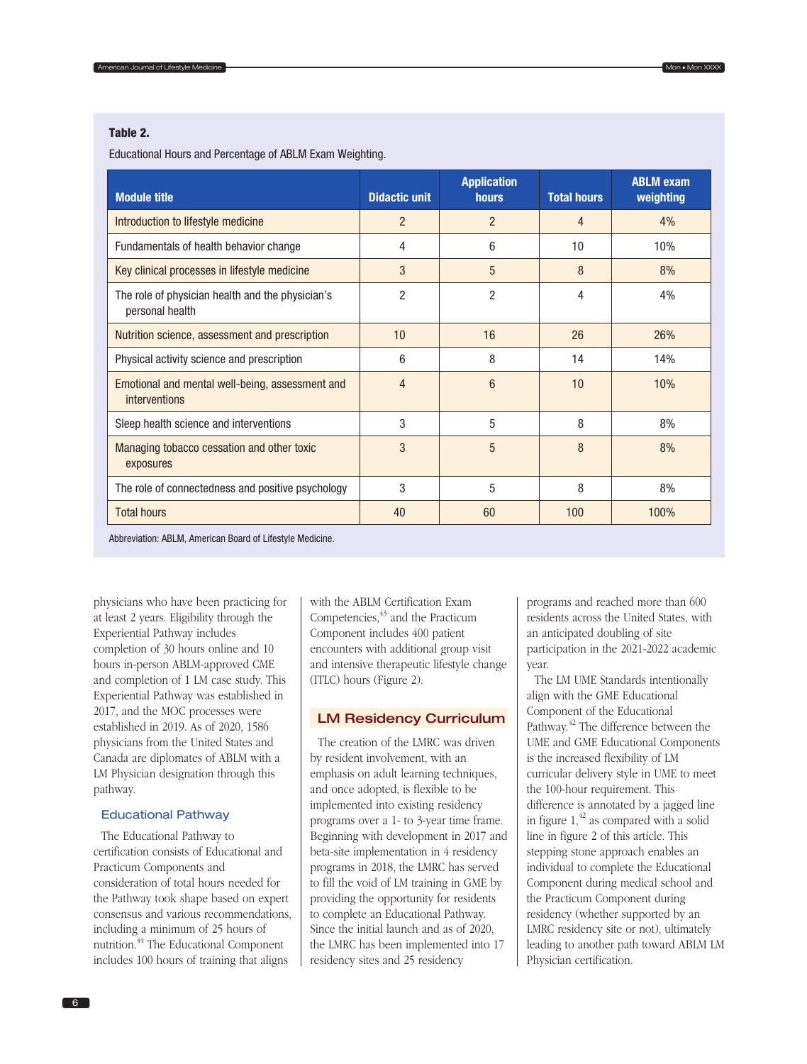**Table 2.**

Educational Hours and Percentage of ABLM Exam Weighting.

| Module title | Didactic unit | Application hours | Total hours | ABLM exam weighting |
|---|---|---|---|---|
| Introduction to lifestyle medicine | 2 | 2 | 4 | 4% |
| Fundamentals of health behavior change | 4 | 6 | 10 | 10% |
| Key clinical processes in lifestyle medicine | 3 | 5 | 8 | 8% |
| The role of physician health and the physician's personal health | 2 | 2 | 4 | 4% |
| Nutrition science, assessment and prescription | 10 | 16 | 26 | 26% |
| Physical activity science and prescription | 6 | 8 | 14 | 14% |
| Emotional and mental well-being, assessment and interventions | 4 | 6 | 10 | 10% |
| Sleep health science and interventions | 3 | 5 | 8 | 8% |
| Managing tobacco cessation and other toxic exposures | 3 | 5 | 8 | 8% |
| The role of connectedness and positive psychology | 3 | 5 | 8 | 8% |
| Total hours | 40 | 60 | 100 | 100% |

Abbreviation: ABLM, American Board of Lifestyle Medicine.

physicians who have been practicing for at least 2 years. Eligibility through the Experiential Pathway includes completion of 30 hours online and 10 hours in-person ABLM-approved CME and completion of 1 LM case study. This Experiential Pathway was established in 2017, and the MOC processes were established in 2019. As of 2020, 1586 physicians from the United States and Canada are diplomates of ABLM with a LM Physician designation through this pathway.

## Educational Pathway

The Educational Pathway to certification consists of Educational and Practicum Components and consideration of total hours needed for the Pathway took shape based on expert consensus and various recommendations, including a minimum of 25 hours of nutrition.[44] The Educational Component includes 100 hours of training that aligns with the ABLM Certification Exam Competencies,[43] and the Practicum Component includes 400 patient encounters with additional group visit and intensive therapeutic lifestyle change (ITLC) hours (Figure 2).

## LM Residency Curriculum

The creation of the LMRC was driven by resident involvement, with an emphasis on adult learning techniques, and once adopted, is flexible to be implemented into existing residency programs over a 1- to 3-year time frame. Beginning with development in 2017 and beta-site implementation in 4 residency programs in 2018, the LMRC has served to fill the void of LM training in GME by providing the opportunity for residents to complete an Educational Pathway. Since the initial launch and as of 2020, the LMRC has been implemented into 17 residency sites and 25 residency programs and reached more than 600 residents across the United States, with an anticipated doubling of site participation in the 2021-2022 academic year.

The LM UME Standards intentionally align with the GME Educational Component of the Educational Pathway.[42] The difference between the UME and GME Educational Components is the increased flexibility of LM curricular delivery style in UME to meet the 100-hour requirement. This difference is annotated by a jagged line in figure 1,[42] as compared with a solid line in figure 2 of this article. This stepping stone approach enables an individual to complete the Educational Component during medical school and the Practicum Component during residency (whether supported by an LMRC residency site or not), ultimately leading to another path toward ABLM LM Physician certification.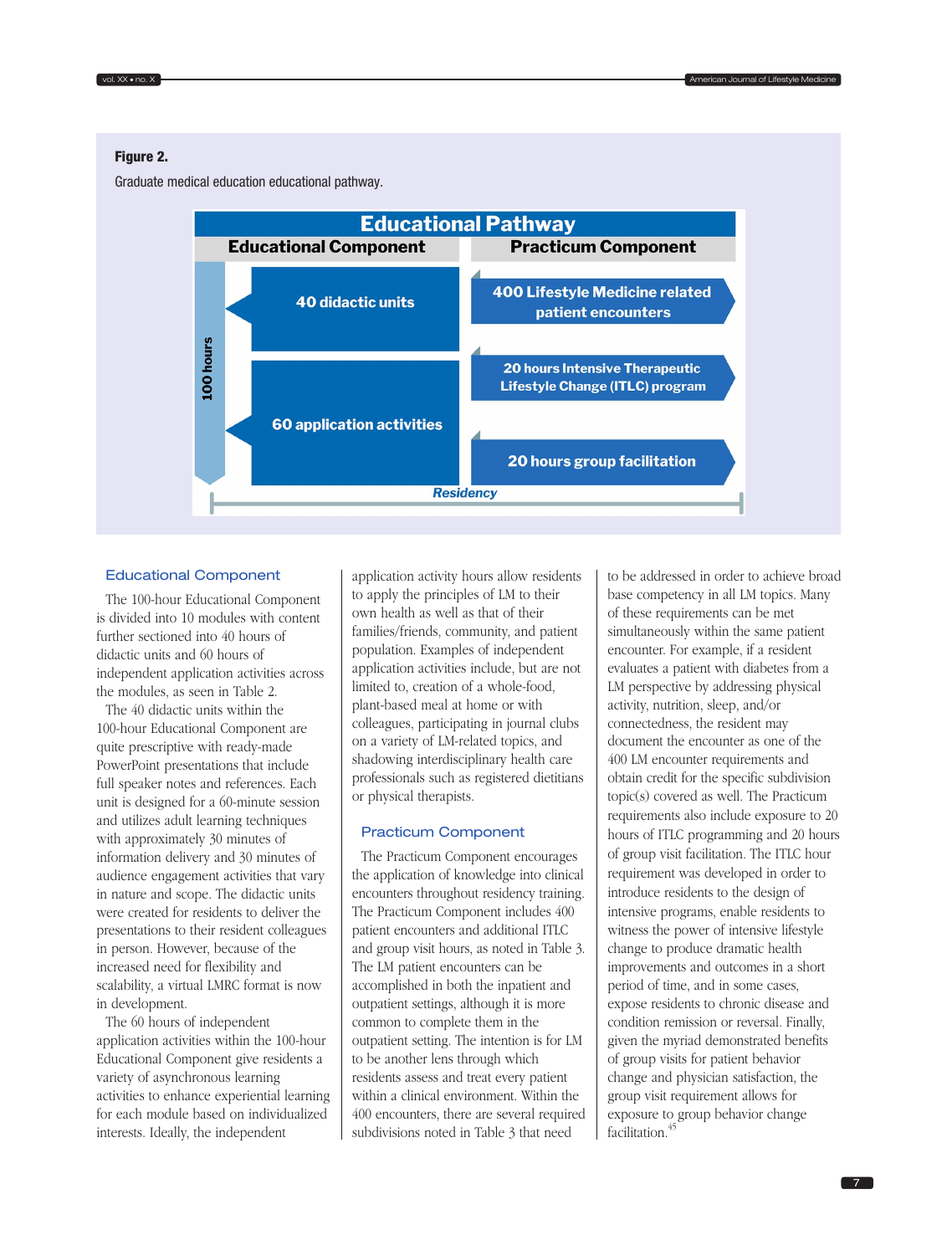**Figure 2.**

Graduate medical education educational pathway.

| Educational Pathway | |
|---|---|
| **Educational Component** | **Practicum Component** |
| 100 hours: 40 didactic units | 400 Lifestyle Medicine related patient encounters |
| 100 hours: 60 application activities | 20 hours Intensive Therapeutic Lifestyle Change (ITLC) program |
| | 20 hours group facilitation |
| *Residency* | |

## Educational Component

The 100-hour Educational Component is divided into 10 modules with content further sectioned into 40 hours of didactic units and 60 hours of independent application activities across the modules, as seen in Table 2.

The 40 didactic units within the 100-hour Educational Component are quite prescriptive with ready-made PowerPoint presentations that include full speaker notes and references. Each unit is designed for a 60-minute session and utilizes adult learning techniques with approximately 30 minutes of information delivery and 30 minutes of audience engagement activities that vary in nature and scope. The didactic units were created for residents to deliver the presentations to their resident colleagues in person. However, because of the increased need for flexibility and scalability, a virtual LMRC format is now in development.

The 60 hours of independent application activities within the 100-hour Educational Component give residents a variety of asynchronous learning activities to enhance experiential learning for each module based on individualized interests. Ideally, the independent application activity hours allow residents to apply the principles of LM to their own health as well as that of their families/friends, community, and patient population. Examples of independent application activities include, but are not limited to, creation of a whole-food, plant-based meal at home or with colleagues, participating in journal clubs on a variety of LM-related topics, and shadowing interdisciplinary health care professionals such as registered dietitians or physical therapists.

## Practicum Component

The Practicum Component encourages the application of knowledge into clinical encounters throughout residency training. The Practicum Component includes 400 patient encounters and additional ITLC and group visit hours, as noted in Table 3. The LM patient encounters can be accomplished in both the inpatient and outpatient settings, although it is more common to complete them in the outpatient setting. The intention is for LM to be another lens through which residents assess and treat every patient within a clinical environment. Within the 400 encounters, there are several required subdivisions noted in Table 3 that need to be addressed in order to achieve broad base competency in all LM topics. Many of these requirements can be met simultaneously within the same patient encounter. For example, if a resident evaluates a patient with diabetes from a LM perspective by addressing physical activity, nutrition, sleep, and/or connectedness, the resident may document the encounter as one of the 400 LM encounter requirements and obtain credit for the specific subdivision topic(s) covered as well. The Practicum requirements also include exposure to 20 hours of ITLC programming and 20 hours of group visit facilitation. The ITLC hour requirement was developed in order to introduce residents to the design of intensive programs, enable residents to witness the power of intensive lifestyle change to produce dramatic health improvements and outcomes in a short period of time, and in some cases, expose residents to chronic disease and condition remission or reversal. Finally, given the myriad demonstrated benefits of group visits for patient behavior change and physician satisfaction, the group visit requirement allows for exposure to group behavior change facilitation.[45]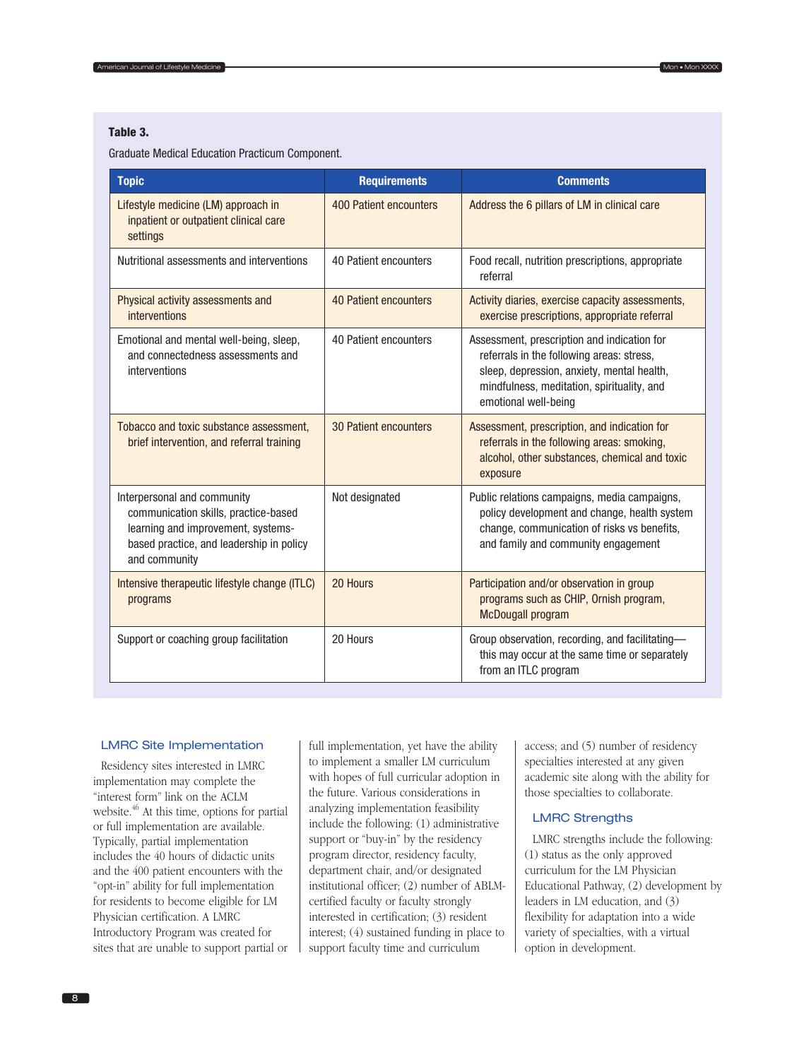**Table 3.**

Graduate Medical Education Practicum Component.

| Topic | Requirements | Comments |
|---|---|---|
| Lifestyle medicine (LM) approach in inpatient or outpatient clinical care settings | 400 Patient encounters | Address the 6 pillars of LM in clinical care |
| Nutritional assessments and interventions | 40 Patient encounters | Food recall, nutrition prescriptions, appropriate referral |
| Physical activity assessments and interventions | 40 Patient encounters | Activity diaries, exercise capacity assessments, exercise prescriptions, appropriate referral |
| Emotional and mental well-being, sleep, and connectedness assessments and interventions | 40 Patient encounters | Assessment, prescription and indication for referrals in the following areas: stress, sleep, depression, anxiety, mental health, mindfulness, meditation, spirituality, and emotional well-being |
| Tobacco and toxic substance assessment, brief intervention, and referral training | 30 Patient encounters | Assessment, prescription, and indication for referrals in the following areas: smoking, alcohol, other substances, chemical and toxic exposure |
| Interpersonal and community communication skills, practice-based learning and improvement, systems-based practice, and leadership in policy and community | Not designated | Public relations campaigns, media campaigns, policy development and change, health system change, communication of risks vs benefits, and family and community engagement |
| Intensive therapeutic lifestyle change (ITLC) programs | 20 Hours | Participation and/or observation in group programs such as CHIP, Ornish program, McDougall program |
| Support or coaching group facilitation | 20 Hours | Group observation, recording, and facilitating—this may occur at the same time or separately from an ITLC program |

## LMRC Site Implementation

Residency sites interested in LMRC implementation may complete the "interest form" link on the ACLM website.[46] At this time, options for partial or full implementation are available. Typically, partial implementation includes the 40 hours of didactic units and the 400 patient encounters with the "opt-in" ability for full implementation for residents to become eligible for LM Physician certification. A LMRC Introductory Program was created for sites that are unable to support partial or full implementation, yet have the ability to implement a smaller LM curriculum with hopes of full curricular adoption in the future. Various considerations in analyzing implementation feasibility include the following: (1) administrative support or "buy-in" by the residency program director, residency faculty, department chair, and/or designated institutional officer; (2) number of ABLM-certified faculty or faculty strongly interested in certification; (3) resident interest; (4) sustained funding in place to support faculty time and curriculum access; and (5) number of residency specialties interested at any given academic site along with the ability for those specialties to collaborate.

## LMRC Strengths

LMRC strengths include the following: (1) status as the only approved curriculum for the LM Physician Educational Pathway, (2) development by leaders in LM education, and (3) flexibility for adaptation into a wide variety of specialties, with a virtual option in development.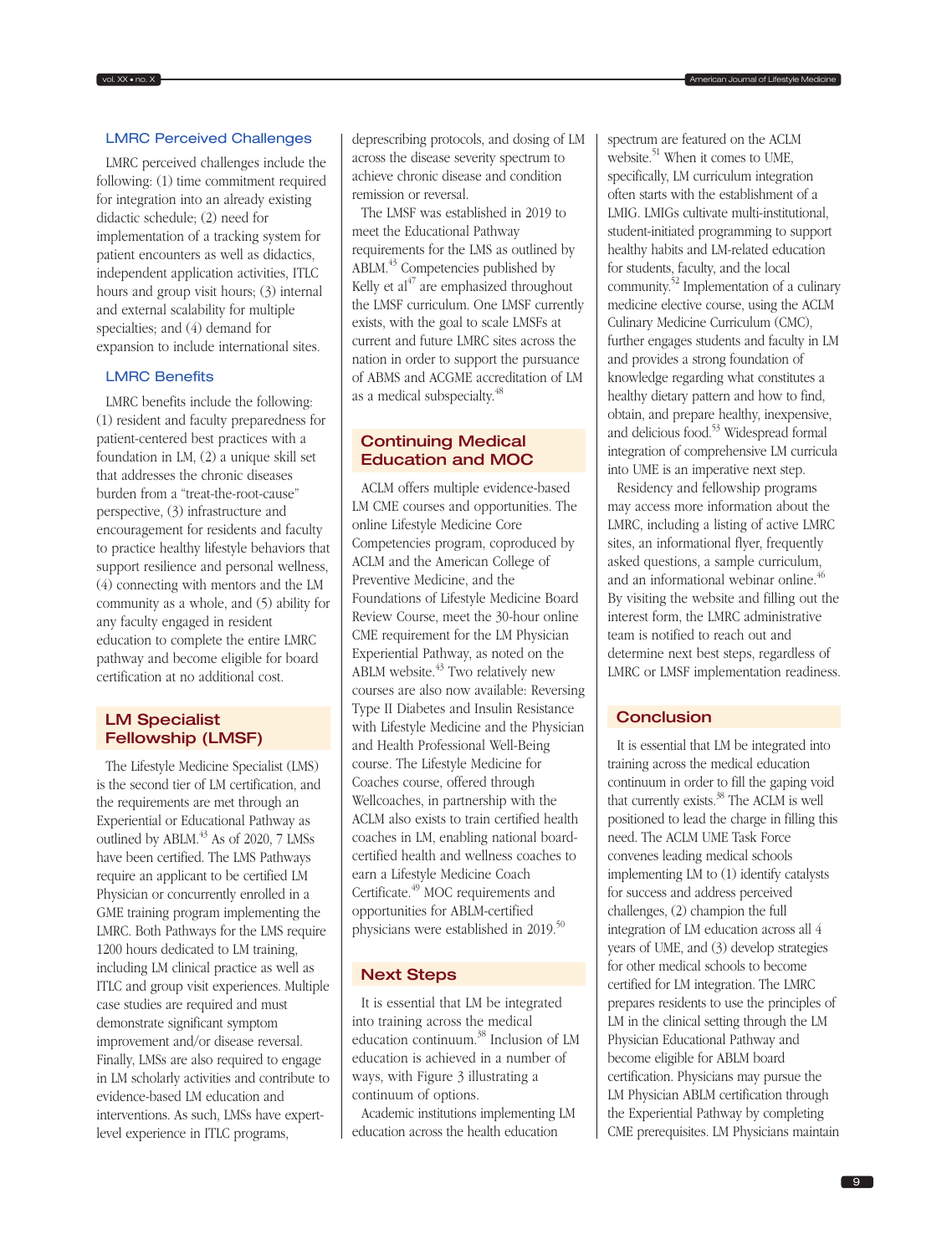### LMRC Perceived Challenges

LMRC perceived challenges include the following: (1) time commitment required for integration into an already existing didactic schedule; (2) need for implementation of a tracking system for patient encounters as well as didactics, independent application activities, ITLC hours and group visit hours; (3) internal and external scalability for multiple specialties; and (4) demand for expansion to include international sites.

### LMRC Benefits

LMRC benefits include the following: (1) resident and faculty preparedness for patient-centered best practices with a foundation in LM, (2) a unique skill set that addresses the chronic diseases burden from a "treat-the-root-cause" perspective, (3) infrastructure and encouragement for residents and faculty to practice healthy lifestyle behaviors that support resilience and personal wellness, (4) connecting with mentors and the LM community as a whole, and (5) ability for any faculty engaged in resident education to complete the entire LMRC pathway and become eligible for board certification at no additional cost.

## LM Specialist Fellowship (LMSF)

The Lifestyle Medicine Specialist (LMS) is the second tier of LM certification, and the requirements are met through an Experiential or Educational Pathway as outlined by ABLM.[43] As of 2020, 7 LMSs have been certified. The LMS Pathways require an applicant to be certified LM Physician or concurrently enrolled in a GME training program implementing the LMRC. Both Pathways for the LMS require 1200 hours dedicated to LM training, including LM clinical practice as well as ITLC and group visit experiences. Multiple case studies are required and must demonstrate significant symptom improvement and/or disease reversal. Finally, LMSs are also required to engage in LM scholarly activities and contribute to evidence-based LM education and interventions. As such, LMSs have expert-level experience in ITLC programs, deprescribing protocols, and dosing of LM across the disease severity spectrum to achieve chronic disease and condition remission or reversal.

The LMSF was established in 2019 to meet the Educational Pathway requirements for the LMS as outlined by ABLM.[43] Competencies published by Kelly et al[47] are emphasized throughout the LMSF curriculum. One LMSF currently exists, with the goal to scale LMSFs at current and future LMRC sites across the nation in order to support the pursuance of ABMS and ACGME accreditation of LM as a medical subspecialty.[48]

## Continuing Medical Education and MOC

ACLM offers multiple evidence-based LM CME courses and opportunities. The online Lifestyle Medicine Core Competencies program, coproduced by ACLM and the American College of Preventive Medicine, and the Foundations of Lifestyle Medicine Board Review Course, meet the 30-hour online CME requirement for the LM Physician Experiential Pathway, as noted on the ABLM website.[43] Two relatively new courses are also now available: Reversing Type II Diabetes and Insulin Resistance with Lifestyle Medicine and the Physician and Health Professional Well-Being course. The Lifestyle Medicine for Coaches course, offered through Wellcoaches, in partnership with the ACLM also exists to train certified health coaches in LM, enabling national board-certified health and wellness coaches to earn a Lifestyle Medicine Coach Certificate.[49] MOC requirements and opportunities for ABLM-certified physicians were established in 2019.[50]

## Next Steps

It is essential that LM be integrated into training across the medical education continuum.[38] Inclusion of LM education is achieved in a number of ways, with Figure 3 illustrating a continuum of options.

Academic institutions implementing LM education across the health education spectrum are featured on the ACLM website.[51] When it comes to UME, specifically, LM curriculum integration often starts with the establishment of a LMIG. LMIGs cultivate multi-institutional, student-initiated programming to support healthy habits and LM-related education for students, faculty, and the local community.[52] Implementation of a culinary medicine elective course, using the ACLM Culinary Medicine Curriculum (CMC), further engages students and faculty in LM and provides a strong foundation of knowledge regarding what constitutes a healthy dietary pattern and how to find, obtain, and prepare healthy, inexpensive, and delicious food.[53] Widespread formal integration of comprehensive LM curricula into UME is an imperative next step.

Residency and fellowship programs may access more information about the LMRC, including a listing of active LMRC sites, an informational flyer, frequently asked questions, a sample curriculum, and an informational webinar online.[46] By visiting the website and filling out the interest form, the LMRC administrative team is notified to reach out and determine next best steps, regardless of LMRC or LMSF implementation readiness.

## Conclusion

It is essential that LM be integrated into training across the medical education continuum in order to fill the gaping void that currently exists.[38] The ACLM is well positioned to lead the charge in filling this need. The ACLM UME Task Force convenes leading medical schools implementing LM to (1) identify catalysts for success and address perceived challenges, (2) champion the full integration of LM education across all 4 years of UME, and (3) develop strategies for other medical schools to become certified for LM integration. The LMRC prepares residents to use the principles of LM in the clinical setting through the LM Physician Educational Pathway and become eligible for ABLM board certification. Physicians may pursue the LM Physician ABLM certification through the Experiential Pathway by completing CME prerequisites. LM Physicians maintain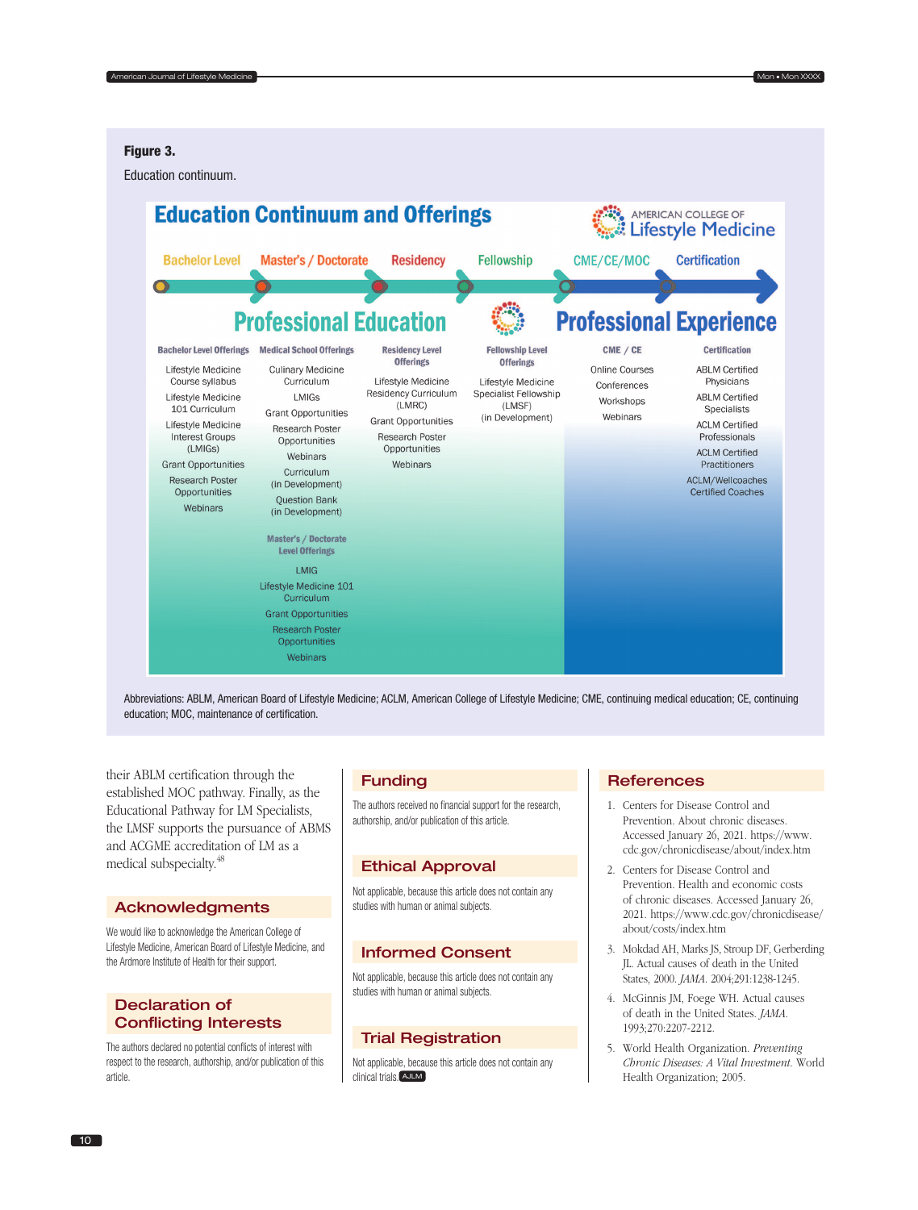**Figure 3.**

Education continuum.

## Education Continuum and Offerings

AMERICAN COLLEGE OF Lifestyle Medicine

Bachelor Level → Master's / Doctorate → Residency → Fellowship → CME/CE/MOC → Certification

### Professional Education

**Bachelor Level Offerings**

- Lifestyle Medicine Course syllabus
- Lifestyle Medicine 101 Curriculum
- Lifestyle Medicine Interest Groups (LMIGs)
- Grant Opportunities
- Research Poster Opportunities
- Webinars

**Medical School Offerings**

- Culinary Medicine Curriculum
- LMIGs
- Grant Opportunities
- Research Poster Opportunities
- Webinars
- Curriculum (in Development)
- Question Bank (in Development)

**Master's / Doctorate Level Offerings**

- LMIG
- Lifestyle Medicine 101 Curriculum
- Grant Opportunities
- Research Poster Opportunities
- Webinars

**Residency Level Offerings**

- Lifestyle Medicine Residency Curriculum (LMRC)
- Grant Opportunities
- Research Poster Opportunities
- Webinars

**Fellowship Level Offerings**

- Lifestyle Medicine Specialist Fellowship (LMSF) (in Development)

### Professional Experience

**CME / CE**

- Online Courses
- Conferences
- Workshops
- Webinars

**Certification**

- ABLM Certified Physicians
- ABLM Certified Specialists
- ACLM Certified Professionals
- ACLM Certified Practitioners
- ACLM/Wellcoaches Certified Coaches

Abbreviations: ABLM, American Board of Lifestyle Medicine; ACLM, American College of Lifestyle Medicine; CME, continuing medical education; CE, continuing education; MOC, maintenance of certification.

their ABLM certification through the established MOC pathway. Finally, as the Educational Pathway for LM Specialists, the LMSF supports the pursuance of ABMS and ACGME accreditation of LM as a medical subspecialty.[48]

## Acknowledgments

We would like to acknowledge the American College of Lifestyle Medicine, American Board of Lifestyle Medicine, and the Ardmore Institute of Health for their support.

## Declaration of Conflicting Interests

The authors declared no potential conflicts of interest with respect to the research, authorship, and/or publication of this article.

## Funding

The authors received no financial support for the research, authorship, and/or publication of this article.

## Ethical Approval

Not applicable, because this article does not contain any studies with human or animal subjects.

## Informed Consent

Not applicable, because this article does not contain any studies with human or animal subjects.

## Trial Registration

Not applicable, because this article does not contain any clinical trials.

## References

1. Centers for Disease Control and Prevention. About chronic diseases. Accessed January 26, 2021. https://www.cdc.gov/chronicdisease/about/index.htm
2. Centers for Disease Control and Prevention. Health and economic costs of chronic diseases. Accessed January 26, 2021. https://www.cdc.gov/chronicdisease/about/costs/index.htm
3. Mokdad AH, Marks JS, Stroup DF, Gerberding JL. Actual causes of death in the United States, 2000. *JAMA*. 2004;291:1238-1245.
4. McGinnis JM, Foege WH. Actual causes of death in the United States. *JAMA*. 1993;270:2207-2212.
5. World Health Organization. *Preventing Chronic Diseases: A Vital Investment*. World Health Organization; 2005.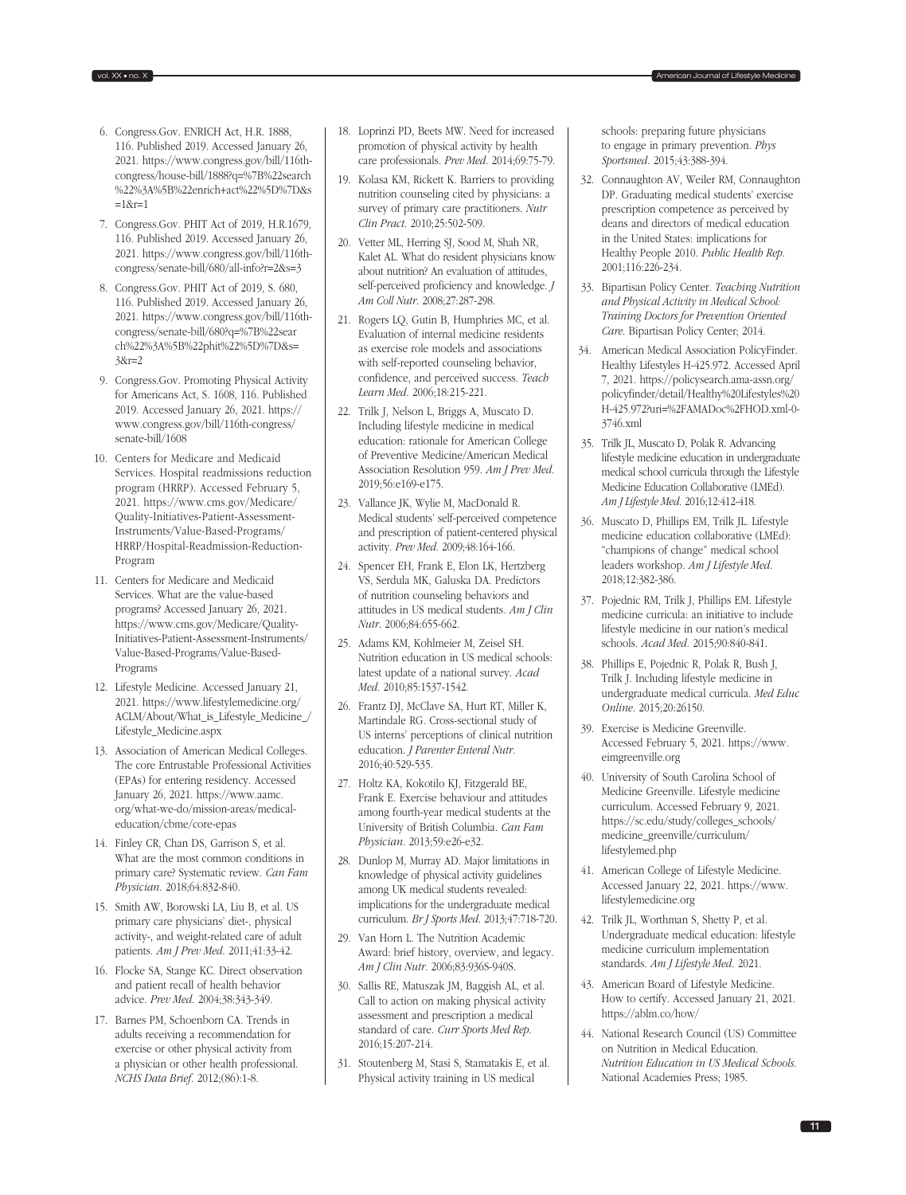6. Congress.Gov. ENRICH Act, H.R. 1888, 116. Published 2019. Accessed January 26, 2021. https://www.congress.gov/bill/116th-congress/house-bill/1888?q=%7B%22search%22%3A%5B%22enrich+act%22%5D%7D&s=1&r=1
7. Congress.Gov. PHIT Act of 2019, H.R.1679, 116. Published 2019. Accessed January 26, 2021. https://www.congress.gov/bill/116th-congress/senate-bill/680/all-info?r=2&s=3
8. Congress.Gov. PHIT Act of 2019, S. 680, 116. Published 2019. Accessed January 26, 2021. https://www.congress.gov/bill/116th-congress/senate-bill/680?q=%7B%22search%22%3A%5B%22phit%22%5D%7D&s=3&r=2
9. Congress.Gov. Promoting Physical Activity for Americans Act, S. 1608, 116. Published 2019. Accessed January 26, 2021. https://www.congress.gov/bill/116th-congress/senate-bill/1608
10. Centers for Medicare and Medicaid Services. Hospital readmissions reduction program (HRRP). Accessed February 5, 2021. https://www.cms.gov/Medicare/Quality-Initiatives-Patient-Assessment-Instruments/Value-Based-Programs/HRRP/Hospital-Readmission-Reduction-Program
11. Centers for Medicare and Medicaid Services. What are the value-based programs? Accessed January 26, 2021. https://www.cms.gov/Medicare/Quality-Initiatives-Patient-Assessment-Instruments/Value-Based-Programs/Value-Based-Programs
12. Lifestyle Medicine. Accessed January 21, 2021. https://www.lifestylemedicine.org/ACLM/About/What_is_Lifestyle_Medicine_/Lifestyle_Medicine.aspx
13. Association of American Medical Colleges. The core Entrustable Professional Activities (EPAs) for entering residency. Accessed January 26, 2021. https://www.aamc.org/what-we-do/mission-areas/medical-education/cbme/core-epas
14. Finley CR, Chan DS, Garrison S, et al. What are the most common conditions in primary care? Systematic review. *Can Fam Physician*. 2018;64:832-840.
15. Smith AW, Borowski LA, Liu B, et al. US primary care physicians' diet-, physical activity-, and weight-related care of adult patients. *Am J Prev Med*. 2011;41:33-42.
16. Flocke SA, Stange KC. Direct observation and patient recall of health behavior advice. *Prev Med*. 2004;38:343-349.
17. Barnes PM, Schoenborn CA. Trends in adults receiving a recommendation for exercise or other physical activity from a physician or other health professional. *NCHS Data Brief*. 2012;(86):1-8.
18. Loprinzi PD, Beets MW. Need for increased promotion of physical activity by health care professionals. *Prev Med*. 2014;69:75-79.
19. Kolasa KM, Rickett K. Barriers to providing nutrition counseling cited by physicians: a survey of primary care practitioners. *Nutr Clin Pract*. 2010;25:502-509.
20. Vetter ML, Herring SJ, Sood M, Shah NR, Kalet AL. What do resident physicians know about nutrition? An evaluation of attitudes, self-perceived proficiency and knowledge. *J Am Coll Nutr*. 2008;27:287-298.
21. Rogers LQ, Gutin B, Humphries MC, et al. Evaluation of internal medicine residents as exercise role models and associations with self-reported counseling behavior, confidence, and perceived success. *Teach Learn Med*. 2006;18:215-221.
22. Trilk J, Nelson L, Briggs A, Muscato D. Including lifestyle medicine in medical education: rationale for American College of Preventive Medicine/American Medical Association Resolution 959. *Am J Prev Med*. 2019;56:e169-e175.
23. Vallance JK, Wylie M, MacDonald R. Medical students' self-perceived competence and prescription of patient-centered physical activity. *Prev Med*. 2009;48:164-166.
24. Spencer EH, Frank E, Elon LK, Hertzberg VS, Serdula MK, Galuska DA. Predictors of nutrition counseling behaviors and attitudes in US medical students. *Am J Clin Nutr*. 2006;84:655-662.
25. Adams KM, Kohlmeier M, Zeisel SH. Nutrition education in US medical schools: latest update of a national survey. *Acad Med*. 2010;85:1537-1542.
26. Frantz DJ, McClave SA, Hurt RT, Miller K, Martindale RG. Cross-sectional study of US interns' perceptions of clinical nutrition education. *J Parenter Enteral Nutr*. 2016;40:529-535.
27. Holtz KA, Kokotilo KJ, Fitzgerald BE, Frank E. Exercise behaviour and attitudes among fourth-year medical students at the University of British Columbia. *Can Fam Physician*. 2013;59:e26-e32.
28. Dunlop M, Murray AD. Major limitations in knowledge of physical activity guidelines among UK medical students revealed: implications for the undergraduate medical curriculum. *Br J Sports Med*. 2013;47:718-720.
29. Van Horn L. The Nutrition Academic Award: brief history, overview, and legacy. *Am J Clin Nutr*. 2006;83:936S-940S.
30. Sallis RE, Matuszak JM, Baggish AL, et al. Call to action on making physical activity assessment and prescription a medical standard of care. *Curr Sports Med Rep*. 2016;15:207-214.
31. Stoutenberg M, Stasi S, Stamatakis E, et al. Physical activity training in US medical schools: preparing future physicians to engage in primary prevention. *Phys Sportsmed*. 2015;43:388-394.
32. Connaughton AV, Weiler RM, Connaughton DP. Graduating medical students' exercise prescription competence as perceived by deans and directors of medical education in the United States: implications for Healthy People 2010. *Public Health Rep*. 2001;116:226-234.
33. Bipartisan Policy Center. *Teaching Nutrition and Physical Activity in Medical School: Training Doctors for Prevention Oriented Care*. Bipartisan Policy Center; 2014.
34. American Medical Association PolicyFinder. Healthy Lifestyles H-425.972. Accessed April 7, 2021. https://policysearch.ama-assn.org/policyfinder/detail/Healthy%20Lifestyles%20H-425.972?uri=%2FAMADoc%2FHOD.xml-0-3746.xml
35. Trilk JL, Muscato D, Polak R. Advancing lifestyle medicine education in undergraduate medical school curricula through the Lifestyle Medicine Education Collaborative (LMEd). *Am J Lifestyle Med*. 2016;12:412-418.
36. Muscato D, Phillips EM, Trilk JL. Lifestyle medicine education collaborative (LMEd): "champions of change" medical school leaders workshop. *Am J Lifestyle Med*. 2018;12:382-386.
37. Pojednic RM, Trilk J, Phillips EM. Lifestyle medicine curricula: an initiative to include lifestyle medicine in our nation's medical schools. *Acad Med*. 2015;90:840-841.
38. Phillips E, Pojednic R, Polak R, Bush J, Trilk J. Including lifestyle medicine in undergraduate medical curricula. *Med Educ Online*. 2015;20:26150.
39. Exercise is Medicine Greenville. Accessed February 5, 2021. https://www.eimgreenville.org
40. University of South Carolina School of Medicine Greenville. Lifestyle medicine curriculum. Accessed February 9, 2021. https://sc.edu/study/colleges_schools/medicine_greenville/curriculum/lifestylemed.php
41. American College of Lifestyle Medicine. Accessed January 22, 2021. https://www.lifestylemedicine.org
42. Trilk JL, Worthman S, Shetty P, et al. Undergraduate medical education: lifestyle medicine curriculum implementation standards. *Am J Lifestyle Med*. 2021.
43. American Board of Lifestyle Medicine. How to certify. Accessed January 21, 2021. https://ablm.co/how/
44. National Research Council (US) Committee on Nutrition in Medical Education. *Nutrition Education in US Medical Schools*. National Academies Press; 1985.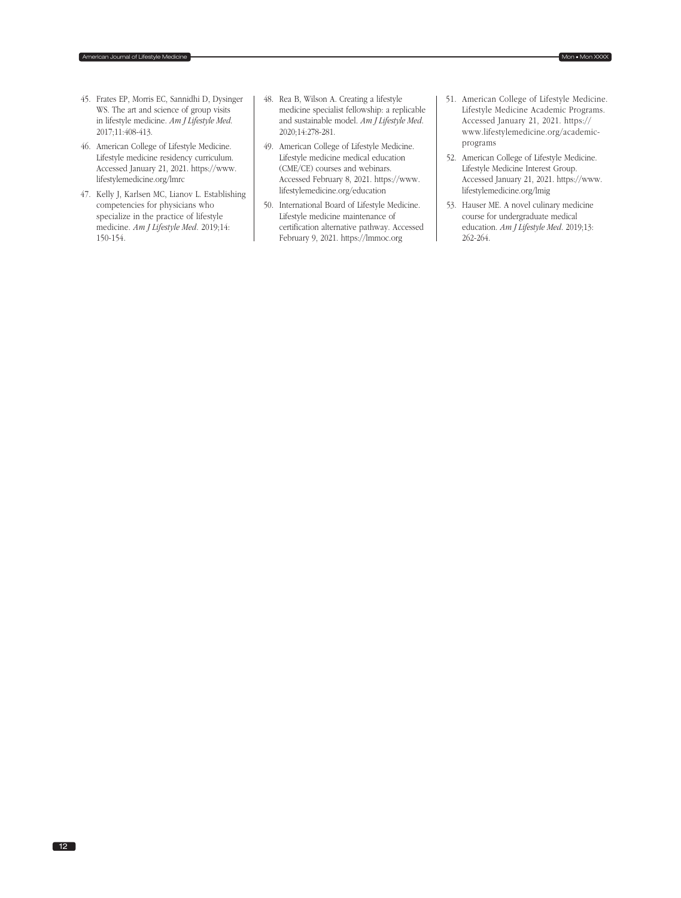45. Frates EP, Morris EC, Sannidhi D, Dysinger WS. The art and science of group visits in lifestyle medicine. *Am J Lifestyle Med*. 2017;11:408-413.
46. American College of Lifestyle Medicine. Lifestyle medicine residency curriculum. Accessed January 21, 2021. https://www.lifestylemedicine.org/lmrc
47. Kelly J, Karlsen MC, Lianov L. Establishing competencies for physicians who specialize in the practice of lifestyle medicine. *Am J Lifestyle Med*. 2019;14:150-154.
48. Rea B, Wilson A. Creating a lifestyle medicine specialist fellowship: a replicable and sustainable model. *Am J Lifestyle Med*. 2020;14:278-281.
49. American College of Lifestyle Medicine. Lifestyle medicine medical education (CME/CE) courses and webinars. Accessed February 8, 2021. https://www.lifestylemedicine.org/education
50. International Board of Lifestyle Medicine. Lifestyle medicine maintenance of certification alternative pathway. Accessed February 9, 2021. https://lmmoc.org
51. American College of Lifestyle Medicine. Lifestyle Medicine Academic Programs. Accessed January 21, 2021. https://www.lifestylemedicine.org/academic-programs
52. American College of Lifestyle Medicine. Lifestyle Medicine Interest Group. Accessed January 21, 2021. https://www.lifestylemedicine.org/lmig
53. Hauser ME. A novel culinary medicine course for undergraduate medical education. *Am J Lifestyle Med*. 2019;13:262-264.